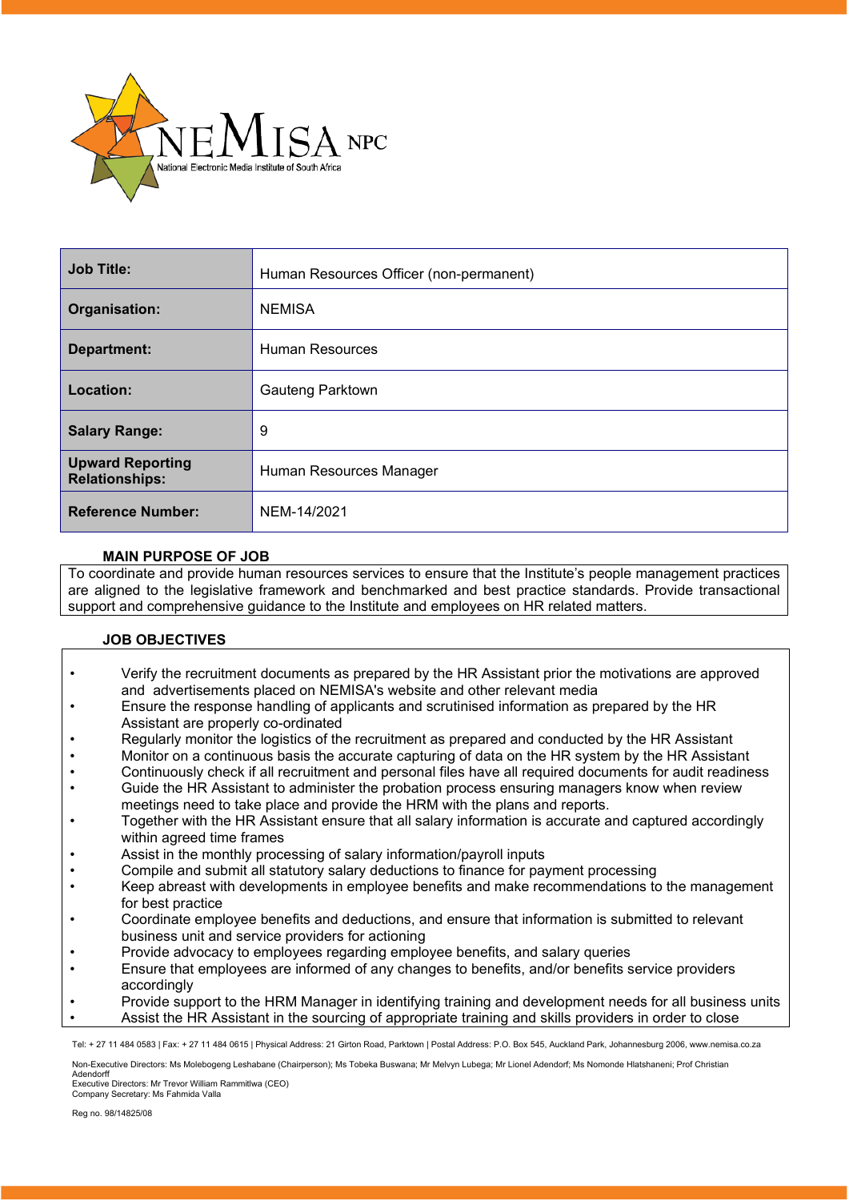| Job Title: | Human Resources Officer (non-permanent) |
| --- | --- |
| Organisation: | NEMISA |
| Department: | Human Resources |
| Location: | Gauteng Parktown |
| Salary Range: | 9 |
| Upward Reporting Relationships: | Human Resources Manager |
| Reference Number: | NEM-14/2021 |

## MAIN PURPOSE OF JOB

To coordinate and provide human resources services to ensure that the Institute's people management practices are aligned to the legislative framework and benchmarked and best practice standards. Provide transactional support and comprehensive guidance to the Institute and employees on HR related matters.

## JOB OBJECTIVES

- Verify the recruitment documents as prepared by the HR Assistant prior the motivations are approved and advertisements placed on NEMISA's website and other relevant media
- Ensure the response handling of applicants and scrutinised information as prepared by the HR Assistant are properly co-ordinated
- Regularly monitor the logistics of the recruitment as prepared and conducted by the HR Assistant
- Monitor on a continuous basis the accurate capturing of data on the HR system by the HR Assistant
- Continuously check if all recruitment and personal files have all required documents for audit readiness
- Guide the HR Assistant to administer the probation process ensuring managers know when review meetings need to take place and provide the HRM with the plans and reports.
- Together with the HR Assistant ensure that all salary information is accurate and captured accordingly within agreed time frames
- Assist in the monthly processing of salary information/payroll inputs
- Compile and submit all statutory salary deductions to finance for payment processing
- Keep abreast with developments in employee benefits and make recommendations to the management for best practice
- Coordinate employee benefits and deductions, and ensure that information is submitted to relevant business unit and service providers for actioning
- Provide advocacy to employees regarding employee benefits, and salary queries
- Ensure that employees are informed of any changes to benefits, and/or benefits service providers accordingly
- Provide support to the HRM Manager in identifying training and development needs for all business units
- Assist the HR Assistant in the sourcing of appropriate training and skills providers in order to close

Tel: + 27 11 484 0583 | Fax: + 27 11 484 0615 | Physical Address: 21 Girton Road, Parktown | Postal Address: P.O. Box 545, Auckland Park, Johannesburg 2006, www.nemisa.co.za

Non-Executive Directors: Ms Molebogeng Leshabane (Chairperson); Ms Tobeka Buswana; Mr Melvyn Lubega; Mr Lionel Adendorf; Ms Nomonde Hlatshaneni; Prof Christian Adendorff
Executive Directors: Mr Trevor William Rammitlwa (CEO)
Company Secretary: Ms Fahmida Valla

Reg no. 98/14825/08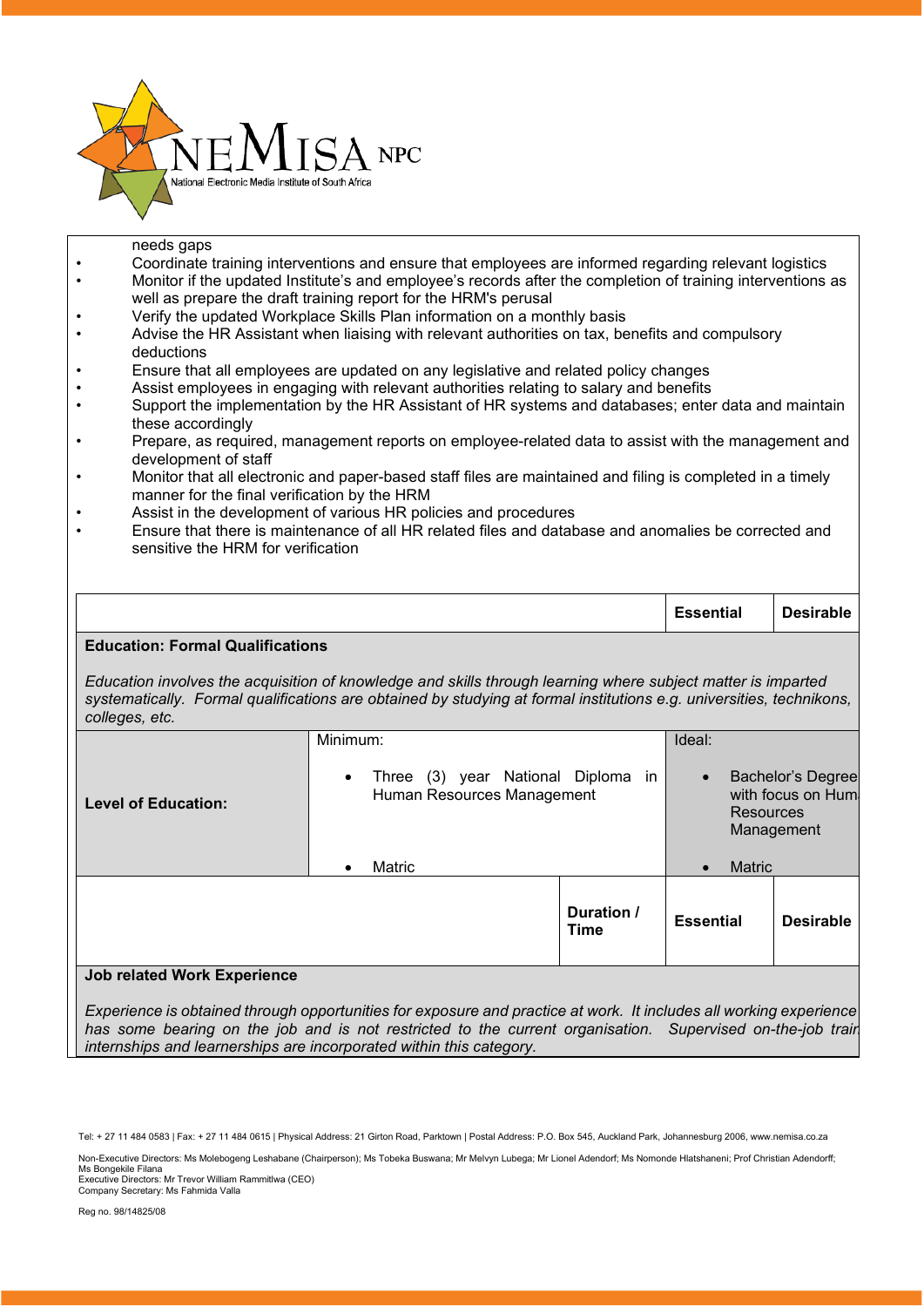needs gaps

- Coordinate training interventions and ensure that employees are informed regarding relevant logistics
- Monitor if the updated Institute's and employee's records after the completion of training interventions as well as prepare the draft training report for the HRM's perusal
- Verify the updated Workplace Skills Plan information on a monthly basis
- Advise the HR Assistant when liaising with relevant authorities on tax, benefits and compulsory deductions
- Ensure that all employees are updated on any legislative and related policy changes
- Assist employees in engaging with relevant authorities relating to salary and benefits
- Support the implementation by the HR Assistant of HR systems and databases; enter data and maintain these accordingly
- Prepare, as required, management reports on employee-related data to assist with the management and development of staff
- Monitor that all electronic and paper-based staff files are maintained and filing is completed in a timely manner for the final verification by the HRM
- Assist in the development of various HR policies and procedures
- Ensure that there is maintenance of all HR related files and database and anomalies be corrected and sensitive the HRM for verification

| | | Essential | Desirable |
|---|---|---|---|
| **Education: Formal Qualifications**<br><br>*Education involves the acquisition of knowledge and skills through learning where subject matter is imparted systematically. Formal qualifications are obtained by studying at formal institutions e.g. universities, technikons, colleges, etc.* | | | |
| **Level of Education:** | Minimum:<br>• Three (3) year National Diploma in Human Resources Management<br>• Matric | Ideal:<br>• Bachelor's Degree with focus on Hum Resources Management<br>• Matric | |

| | Duration / Time | Essential | Desirable |
|---|---|---|---|
| **Job related Work Experience**<br><br>*Experience is obtained through opportunities for exposure and practice at work. It includes all working experience has some bearing on the job and is not restricted to the current organisation. Supervised on-the-job trair internships and learnerships are incorporated within this category.* | | | |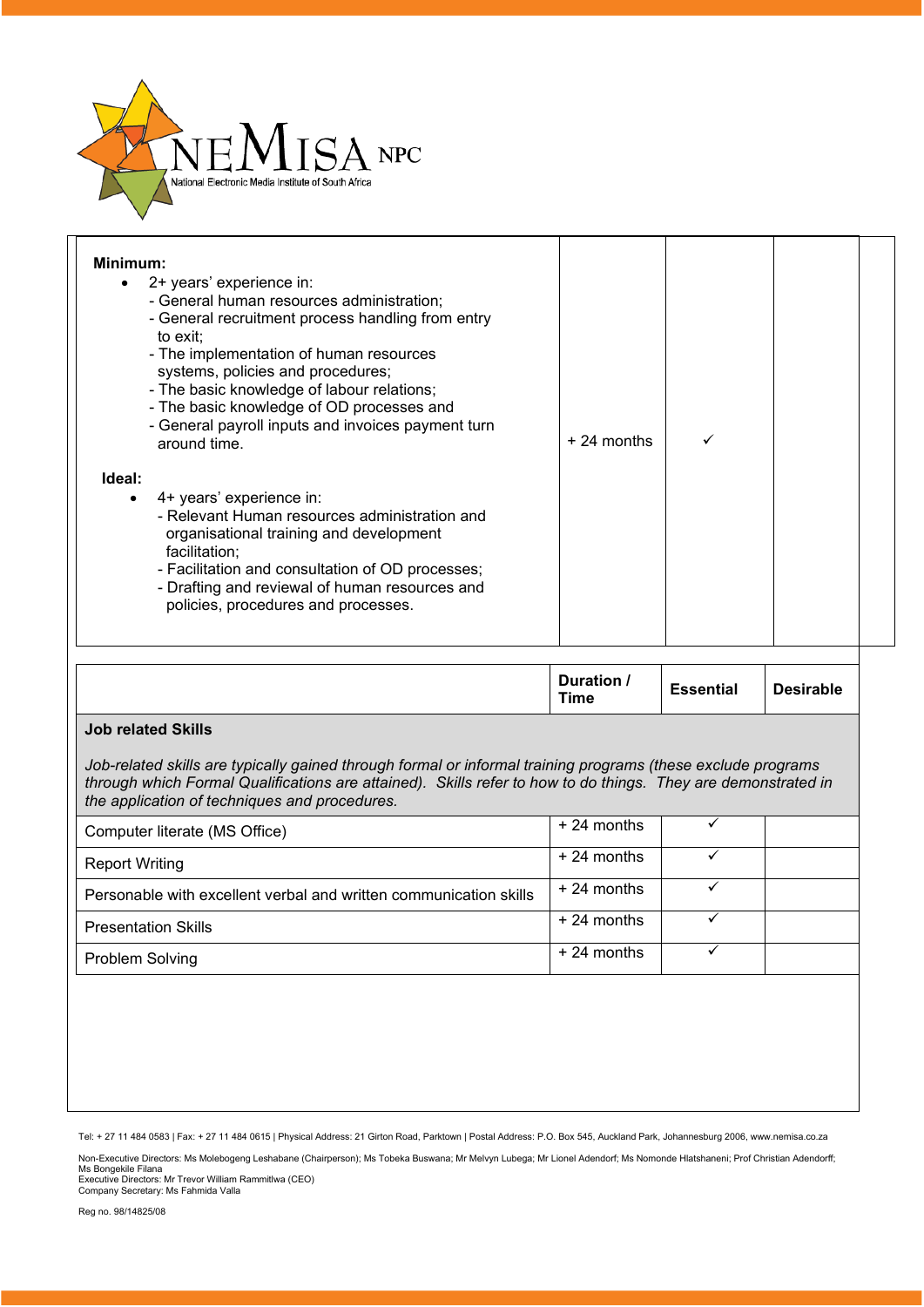| | | | |
|---|---|---|---|
| **Minimum:**<br>• 2+ years' experience in:<br>- General human resources administration;<br>- General recruitment process handling from entry to exit;<br>- The implementation of human resources systems, policies and procedures;<br>- The basic knowledge of labour relations;<br>- The basic knowledge of OD processes and<br>- General payroll inputs and invoices payment turn around time.<br><br>**Ideal:**<br>• 4+ years' experience in:<br>- Relevant Human resources administration and organisational training and development facilitation;<br>- Facilitation and consultation of OD processes;<br>- Drafting and reviewal of human resources and policies, procedures and processes. | + 24 months | ✓ | |

| | Duration / Time | Essential | Desirable |
|---|---|---|---|
| **Job related Skills**<br><br>*Job-related skills are typically gained through formal or informal training programs (these exclude programs through which Formal Qualifications are attained). Skills refer to how to do things. They are demonstrated in the application of techniques and procedures.* | | | |
| Computer literate (MS Office) | + 24 months | ✓ | |
| Report Writing | + 24 months | ✓ | |
| Personable with excellent verbal and written communication skills | + 24 months | ✓ | |
| Presentation Skills | + 24 months | ✓ | |
| Problem Solving | + 24 months | ✓ | |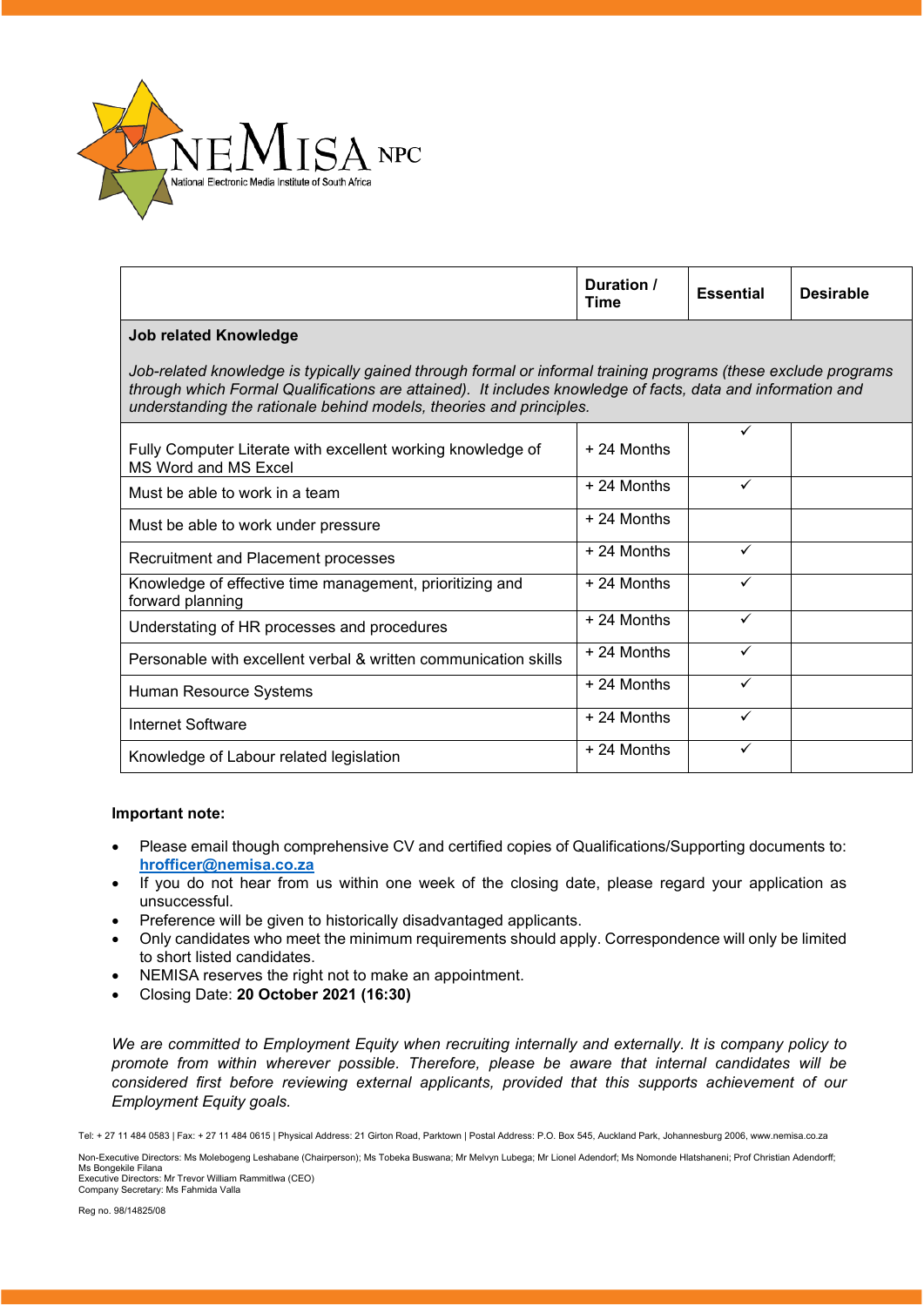| | Duration / Time | Essential | Desirable |
|---|---|---|---|
| **Job related Knowledge** *Job-related knowledge is typically gained through formal or informal training programs (these exclude programs through which Formal Qualifications are attained). It includes knowledge of facts, data and information and understanding the rationale behind models, theories and principles.* | | | |
| Fully Computer Literate with excellent working knowledge of MS Word and MS Excel | + 24 Months | ✓ | |
| Must be able to work in a team | + 24 Months | ✓ | |
| Must be able to work under pressure | + 24 Months | | |
| Recruitment and Placement processes | + 24 Months | ✓ | |
| Knowledge of effective time management, prioritizing and forward planning | + 24 Months | ✓ | |
| Understating of HR processes and procedures | + 24 Months | ✓ | |
| Personable with excellent verbal & written communication skills | + 24 Months | ✓ | |
| Human Resource Systems | + 24 Months | ✓ | |
| Internet Software | + 24 Months | ✓ | |
| Knowledge of Labour related legislation | + 24 Months | ✓ | |

**Important note:**

- Please email though comprehensive CV and certified copies of Qualifications/Supporting documents to: **hrofficer@nemisa.co.za**
- If you do not hear from us within one week of the closing date, please regard your application as unsuccessful.
- Preference will be given to historically disadvantaged applicants.
- Only candidates who meet the minimum requirements should apply. Correspondence will only be limited to short listed candidates.
- NEMISA reserves the right not to make an appointment.
- Closing Date: **20 October 2021 (16:30)**

*We are committed to Employment Equity when recruiting internally and externally. It is company policy to promote from within wherever possible. Therefore, please be aware that internal candidates will be considered first before reviewing external applicants, provided that this supports achievement of our Employment Equity goals.*